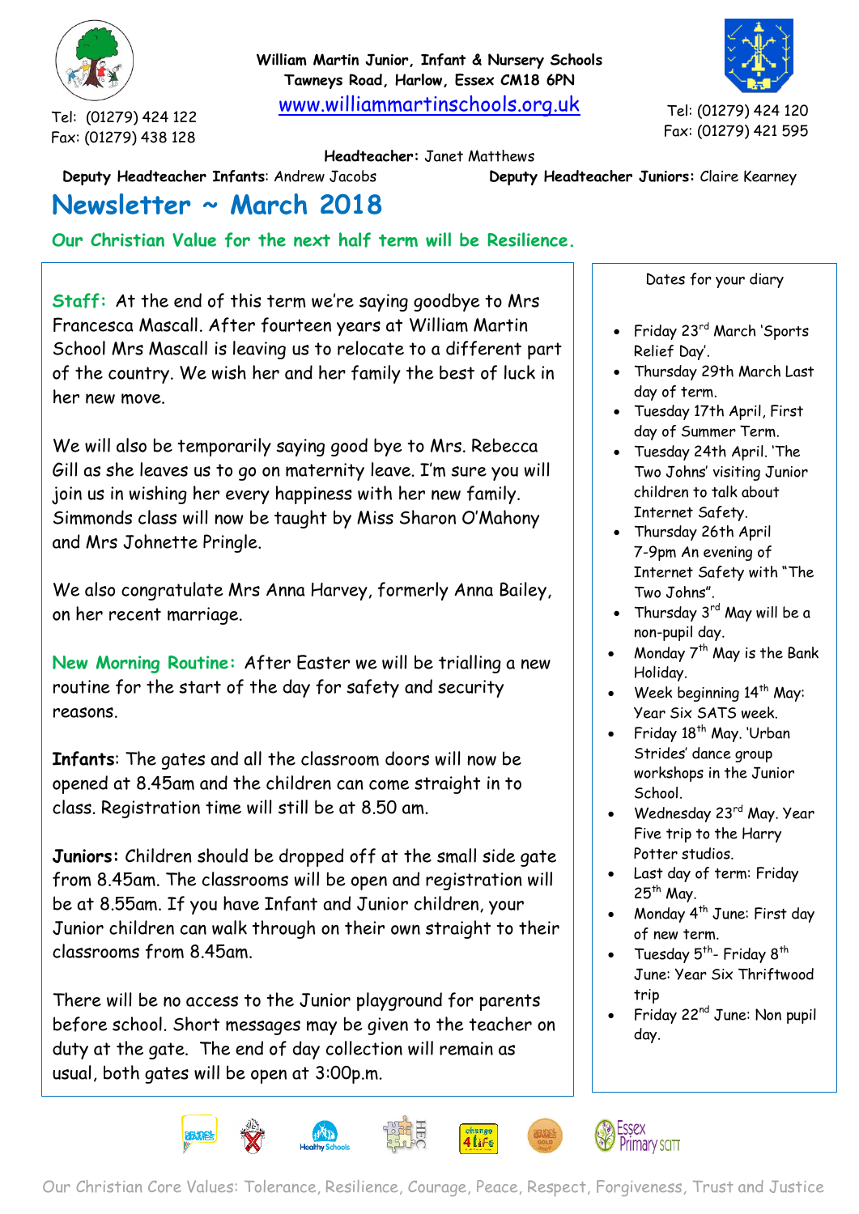Tel: (01279) 424 122
Fax: (01279) 438 128

**William Martin Junior, Infant & Nursery Schools**
**Tawneys Road, Harlow, Essex CM18 6PN**
www.williammartinschools.org.uk

Tel: (01279) 424 120
Fax: (01279) 421 595

**Headteacher:** Janet Matthews

**Deputy Headteacher Infants**: Andrew Jacobs **Deputy Headteacher Juniors:** Claire Kearney

# Newsletter ~ March 2018

**Our Christian Value for the next half term will be Resilience.**

**Staff:** At the end of this term we're saying goodbye to Mrs Francesca Mascall. After fourteen years at William Martin School Mrs Mascall is leaving us to relocate to a different part of the country. We wish her and her family the best of luck in her new move.

We will also be temporarily saying good bye to Mrs. Rebecca Gill as she leaves us to go on maternity leave. I'm sure you will join us in wishing her every happiness with her new family. Simmonds class will now be taught by Miss Sharon O'Mahony and Mrs Johnette Pringle.

We also congratulate Mrs Anna Harvey, formerly Anna Bailey, on her recent marriage.

**New Morning Routine:** After Easter we will be trialling a new routine for the start of the day for safety and security reasons.

**Infants**: The gates and all the classroom doors will now be opened at 8.45am and the children can come straight in to class. Registration time will still be at 8.50 am.

**Juniors:** Children should be dropped off at the small side gate from 8.45am. The classrooms will be open and registration will be at 8.55am. If you have Infant and Junior children, your Junior children can walk through on their own straight to their classrooms from 8.45am.

There will be no access to the Junior playground for parents before school. Short messages may be given to the teacher on duty at the gate. The end of day collection will remain as usual, both gates will be open at 3:00p.m.

Dates for your diary

- Friday 23rd March 'Sports Relief Day'.
- Thursday 29th March Last day of term.
- Tuesday 17th April, First day of Summer Term.
- Tuesday 24th April. 'The Two Johns' visiting Junior children to talk about Internet Safety.
- Thursday 26th April 7-9pm An evening of Internet Safety with "The Two Johns".
- Thursday 3rd May will be a non-pupil day.
- Monday 7th May is the Bank Holiday.
- Week beginning 14th May: Year Six SATS week.
- Friday 18th May. 'Urban Strides' dance group workshops in the Junior School.
- Wednesday 23rd May. Year Five trip to the Harry Potter studios.
- Last day of term: Friday 25th May.
- Monday 4th June: First day of new term.
- Tuesday 5th- Friday 8th June: Year Six Thriftwood trip
- Friday 22nd June: Non pupil day.

Our Christian Core Values: Tolerance, Resilience, Courage, Peace, Respect, Forgiveness, Trust and Justice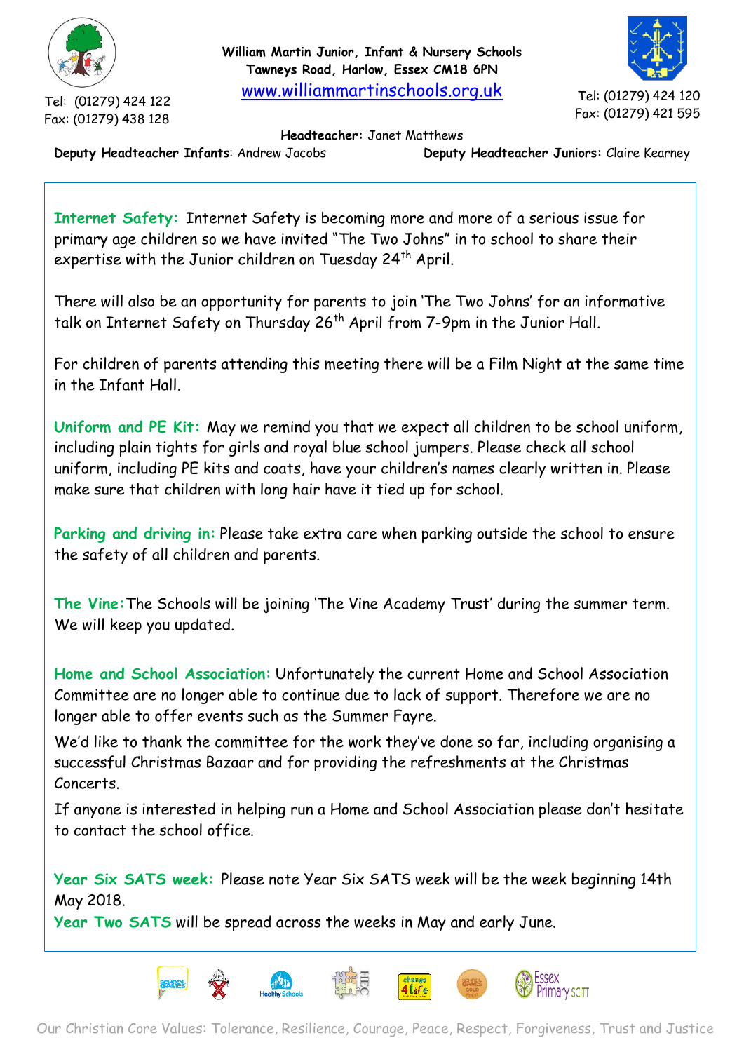**William Martin Junior, Infant & Nursery Schools**
**Tawneys Road, Harlow, Essex CM18 6PN**
www.williammartinschools.org.uk

Tel: (01279) 424 122
Fax: (01279) 438 128

Tel: (01279) 424 120
Fax: (01279) 421 595

**Headteacher:** Janet Matthews

**Deputy Headteacher Infants**: Andrew Jacobs

**Deputy Headteacher Juniors:** Claire Kearney

**Internet Safety:** Internet Safety is becoming more and more of a serious issue for primary age children so we have invited "The Two Johns" in to school to share their expertise with the Junior children on Tuesday 24th April.

There will also be an opportunity for parents to join 'The Two Johns' for an informative talk on Internet Safety on Thursday 26th April from 7-9pm in the Junior Hall.

For children of parents attending this meeting there will be a Film Night at the same time in the Infant Hall.

**Uniform and PE Kit:** May we remind you that we expect all children to be school uniform, including plain tights for girls and royal blue school jumpers. Please check all school uniform, including PE kits and coats, have your children's names clearly written in. Please make sure that children with long hair have it tied up for school.

**Parking and driving in:** Please take extra care when parking outside the school to ensure the safety of all children and parents.

**The Vine:** The Schools will be joining 'The Vine Academy Trust' during the summer term. We will keep you updated.

**Home and School Association:** Unfortunately the current Home and School Association Committee are no longer able to continue due to lack of support. Therefore we are no longer able to offer events such as the Summer Fayre.

We'd like to thank the committee for the work they've done so far, including organising a successful Christmas Bazaar and for providing the refreshments at the Christmas Concerts.

If anyone is interested in helping run a Home and School Association please don't hesitate to contact the school office.

**Year Six SATS week:** Please note Year Six SATS week will be the week beginning 14th May 2018.

**Year Two SATS** will be spread across the weeks in May and early June.

Our Christian Core Values: Tolerance, Resilience, Courage, Peace, Respect, Forgiveness, Trust and Justice